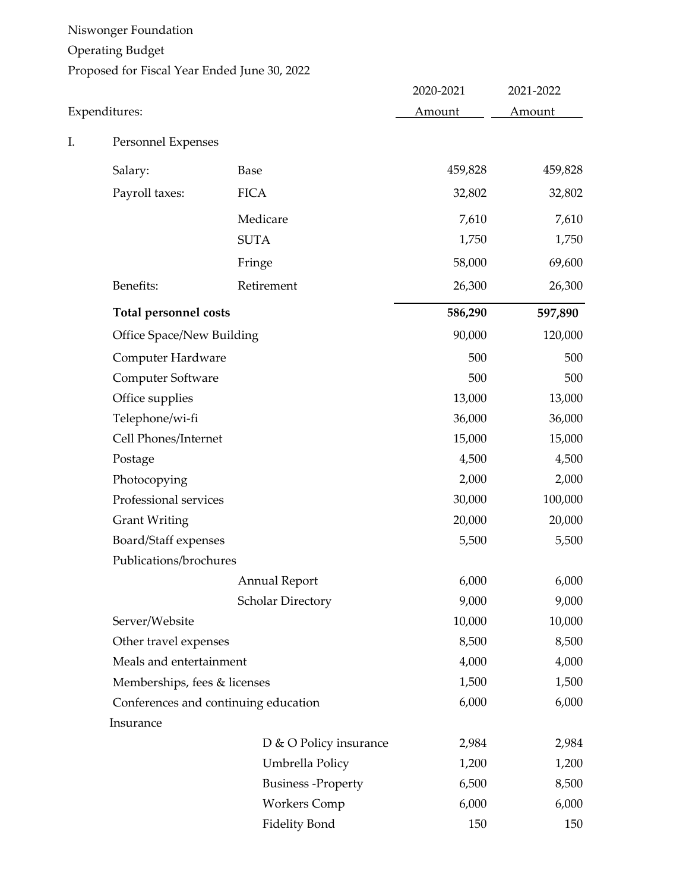Niswonger Foundation

Operating Budget

Proposed for Fiscal Year Ended June 30, 2022

| Expenditures: | | | 2020-2021 Amount | 2021-2022 Amount |
|---|---|---|---|---|
| I. | Personnel Expenses | | | |
| | Salary: | Base | 459,828 | 459,828 |
| | Payroll taxes: | FICA | 32,802 | 32,802 |
| | | Medicare | 7,610 | 7,610 |
| | | SUTA | 1,750 | 1,750 |
| | | Fringe | 58,000 | 69,600 |
| | Benefits: | Retirement | 26,300 | 26,300 |
| | **Total personnel costs** | | **586,290** | **597,890** |
| | Office Space/New Building | | 90,000 | 120,000 |
| | Computer Hardware | | 500 | 500 |
| | Computer Software | | 500 | 500 |
| | Office supplies | | 13,000 | 13,000 |
| | Telephone/wi-fi | | 36,000 | 36,000 |
| | Cell Phones/Internet | | 15,000 | 15,000 |
| | Postage | | 4,500 | 4,500 |
| | Photocopying | | 2,000 | 2,000 |
| | Professional services | | 30,000 | 100,000 |
| | Grant Writing | | 20,000 | 20,000 |
| | Board/Staff expenses | | 5,500 | 5,500 |
| | Publications/brochures | | | |
| | | Annual Report | 6,000 | 6,000 |
| | | Scholar Directory | 9,000 | 9,000 |
| | Server/Website | | 10,000 | 10,000 |
| | Other travel expenses | | 8,500 | 8,500 |
| | Meals and entertainment | | 4,000 | 4,000 |
| | Memberships, fees & licenses | | 1,500 | 1,500 |
| | Conferences and continuing education | | 6,000 | 6,000 |
| | Insurance | | | |
| | | D & O Policy insurance | 2,984 | 2,984 |
| | | Umbrella Policy | 1,200 | 1,200 |
| | | Business -Property | 6,500 | 8,500 |
| | | Workers Comp | 6,000 | 6,000 |
| | | Fidelity Bond | 150 | 150 |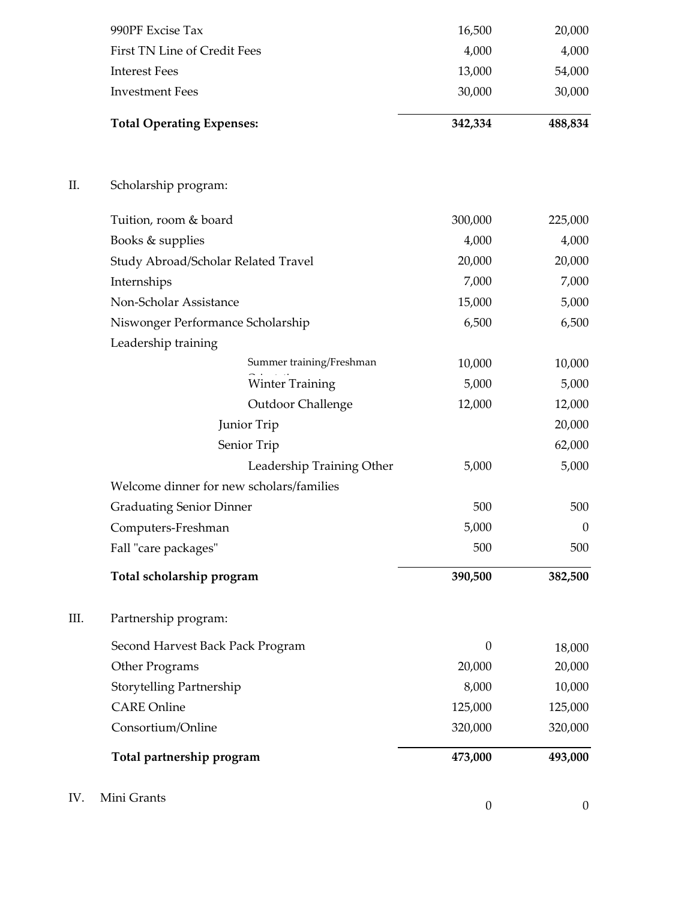| | | |
|---|---|---|
| 990PF Excise Tax | 16,500 | 20,000 |
| First TN Line of Credit Fees | 4,000 | 4,000 |
| Interest Fees | 13,000 | 54,000 |
| Investment Fees | 30,000 | 30,000 |
| **Total Operating Expenses:** | **342,334** | **488,834** |

II. Scholarship program:

| | | |
|---|---|---|
| Tuition, room & board | 300,000 | 225,000 |
| Books & supplies | 4,000 | 4,000 |
| Study Abroad/Scholar Related Travel | 20,000 | 20,000 |
| Internships | 7,000 | 7,000 |
| Non-Scholar Assistance | 15,000 | 5,000 |
| Niswonger Performance Scholarship | 6,500 | 6,500 |
| Leadership training | | |
| Summer training/Freshman Orientation | 10,000 | 10,000 |
| Winter Training | 5,000 | 5,000 |
| Outdoor Challenge | 12,000 | 12,000 |
| Junior Trip | | 20,000 |
| Senior Trip | | 62,000 |
| Leadership Training Other | 5,000 | 5,000 |
| Welcome dinner for new scholars/families | | |
| Graduating Senior Dinner | 500 | 500 |
| Computers-Freshman | 5,000 | 0 |
| Fall "care packages" | 500 | 500 |
| **Total scholarship program** | **390,500** | **382,500** |

III. Partnership program:

| | | |
|---|---|---|
| Second Harvest Back Pack Program | 0 | 18,000 |
| Other Programs | 20,000 | 20,000 |
| Storytelling Partnership | 8,000 | 10,000 |
| CARE Online | 125,000 | 125,000 |
| Consortium/Online | 320,000 | 320,000 |
| **Total partnership program** | **473,000** | **493,000** |

| | | |
|---|---|---|
| IV. Mini Grants | 0 | 0 |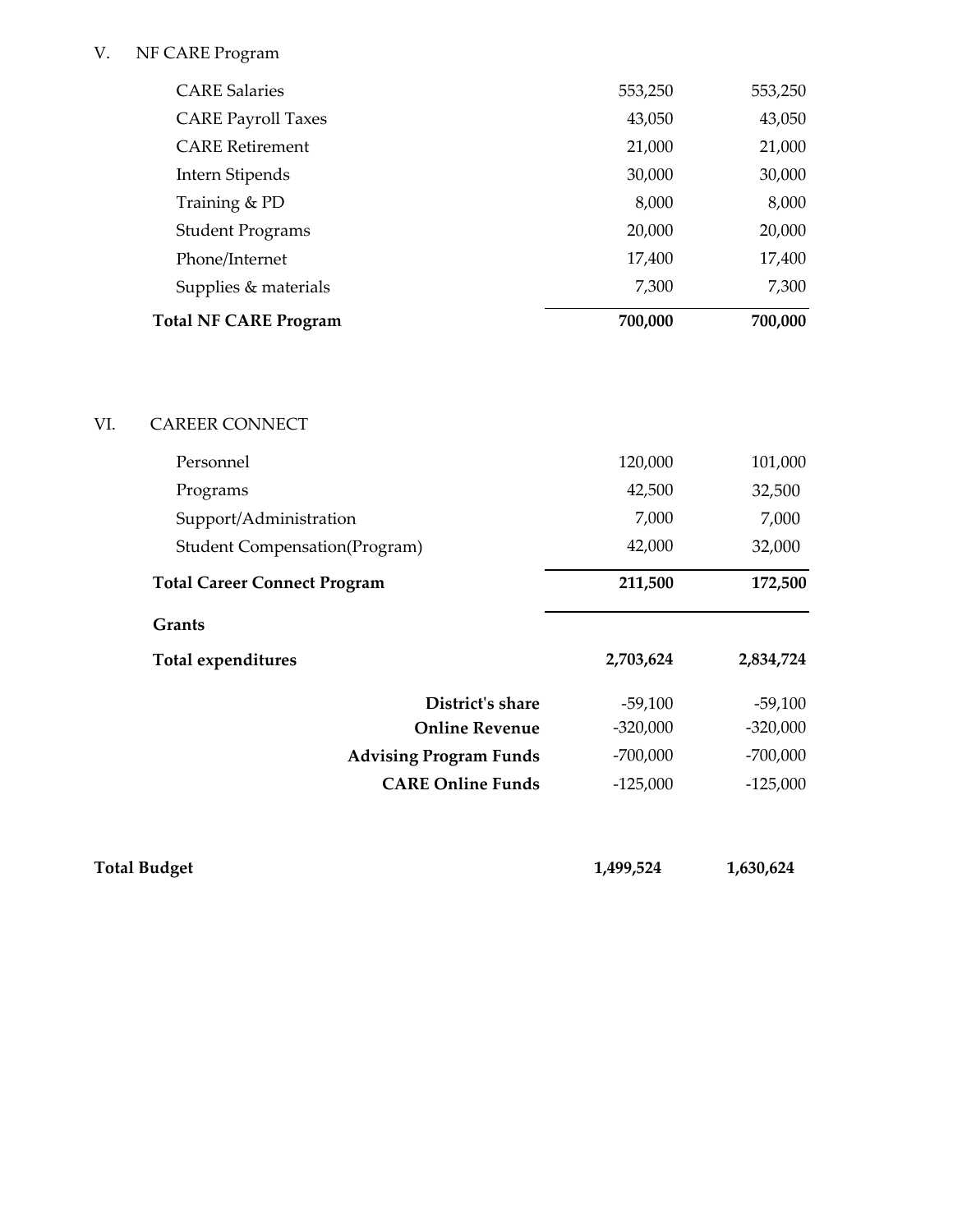## V. NF CARE Program

| | | |
|---|---|---|
| CARE Salaries | 553,250 | 553,250 |
| CARE Payroll Taxes | 43,050 | 43,050 |
| CARE Retirement | 21,000 | 21,000 |
| Intern Stipends | 30,000 | 30,000 |
| Training & PD | 8,000 | 8,000 |
| Student Programs | 20,000 | 20,000 |
| Phone/Internet | 17,400 | 17,400 |
| Supplies & materials | 7,300 | 7,300 |
| **Total NF CARE Program** | **700,000** | **700,000** |

## VI. CAREER CONNECT

| | | |
|---|---|---|
| Personnel | 120,000 | 101,000 |
| Programs | 42,500 | 32,500 |
| Support/Administration | 7,000 | 7,000 |
| Student Compensation(Program) | 42,000 | 32,000 |
| **Total Career Connect Program** | **211,500** | **172,500** |
| **Grants** | | |
| **Total expenditures** | **2,703,624** | **2,834,724** |
| **District's share** | -59,100 | -59,100 |
| **Online Revenue** | -320,000 | -320,000 |
| **Advising Program Funds** | -700,000 | -700,000 |
| **CARE Online Funds** | -125,000 | -125,000 |

| | | |
|---|---|---|
| **Total Budget** | **1,499,524** | **1,630,624** |